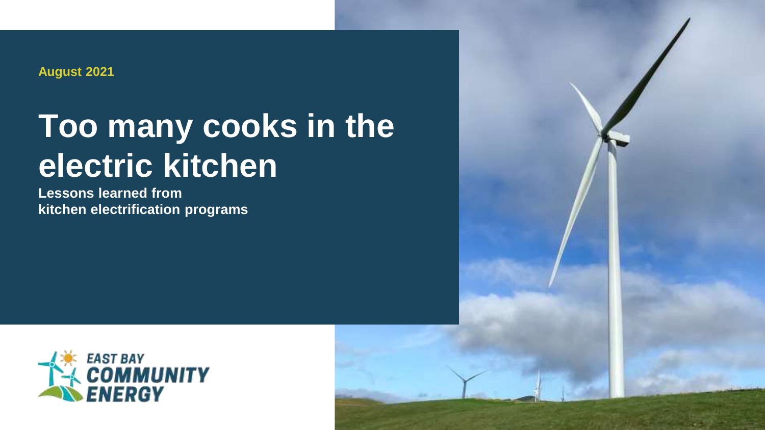**August 2021**

# Too many cooks in the electric kitchen

**Lessons learned from kitchen electrification programs**

EAST BAY COMMUNITY ENERGY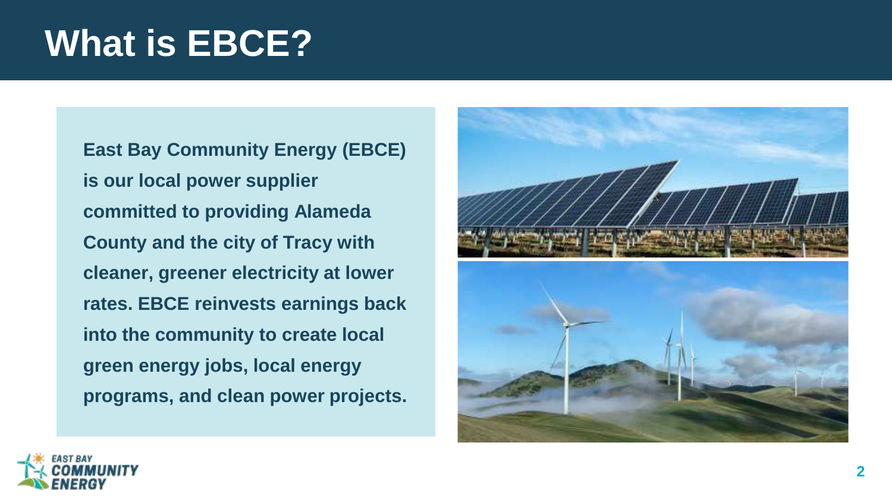# What is EBCE?

**East Bay Community Energy (EBCE) is our local power supplier committed to providing Alameda County and the city of Tracy with cleaner, greener electricity at lower rates. EBCE reinvests earnings back into the community to create local green energy jobs, local energy programs, and clean power projects.**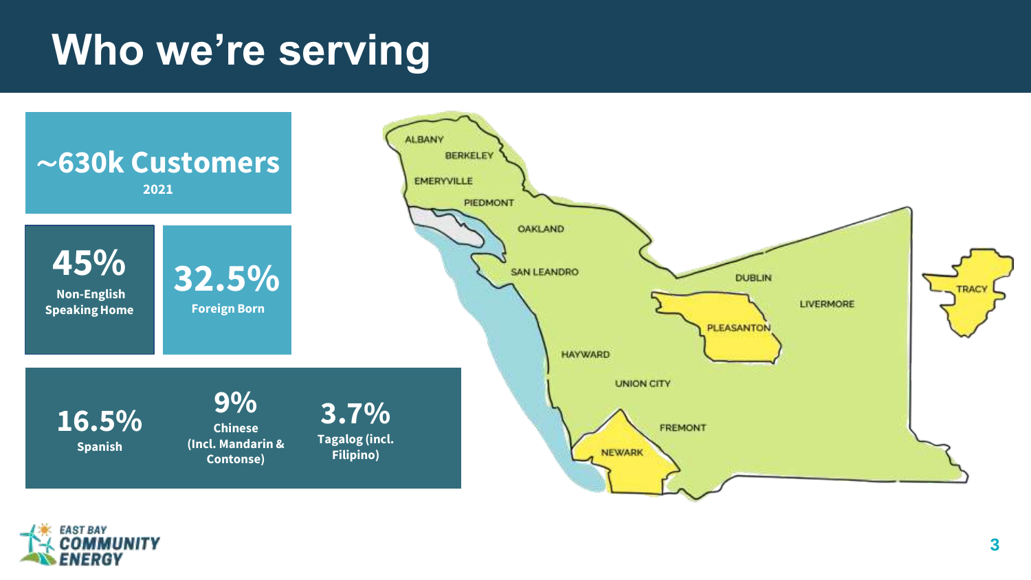# Who we're serving

**~630k Customers**
2021

**45%**
Non-English Speaking Home

**32.5%**
Foreign Born

**16.5%**
Spanish

**9%**
Chinese (Incl. Mandarin & Contonse)

**3.7%**
Tagalog (incl. Filipino)

ALBANY
BERKELEY
EMERYVILLE
PIEDMONT
OAKLAND
SAN LEANDRO
HAYWARD
UNION CITY
FREMONT
NEWARK
DUBLIN
PLEASANTON
LIVERMORE
TRACY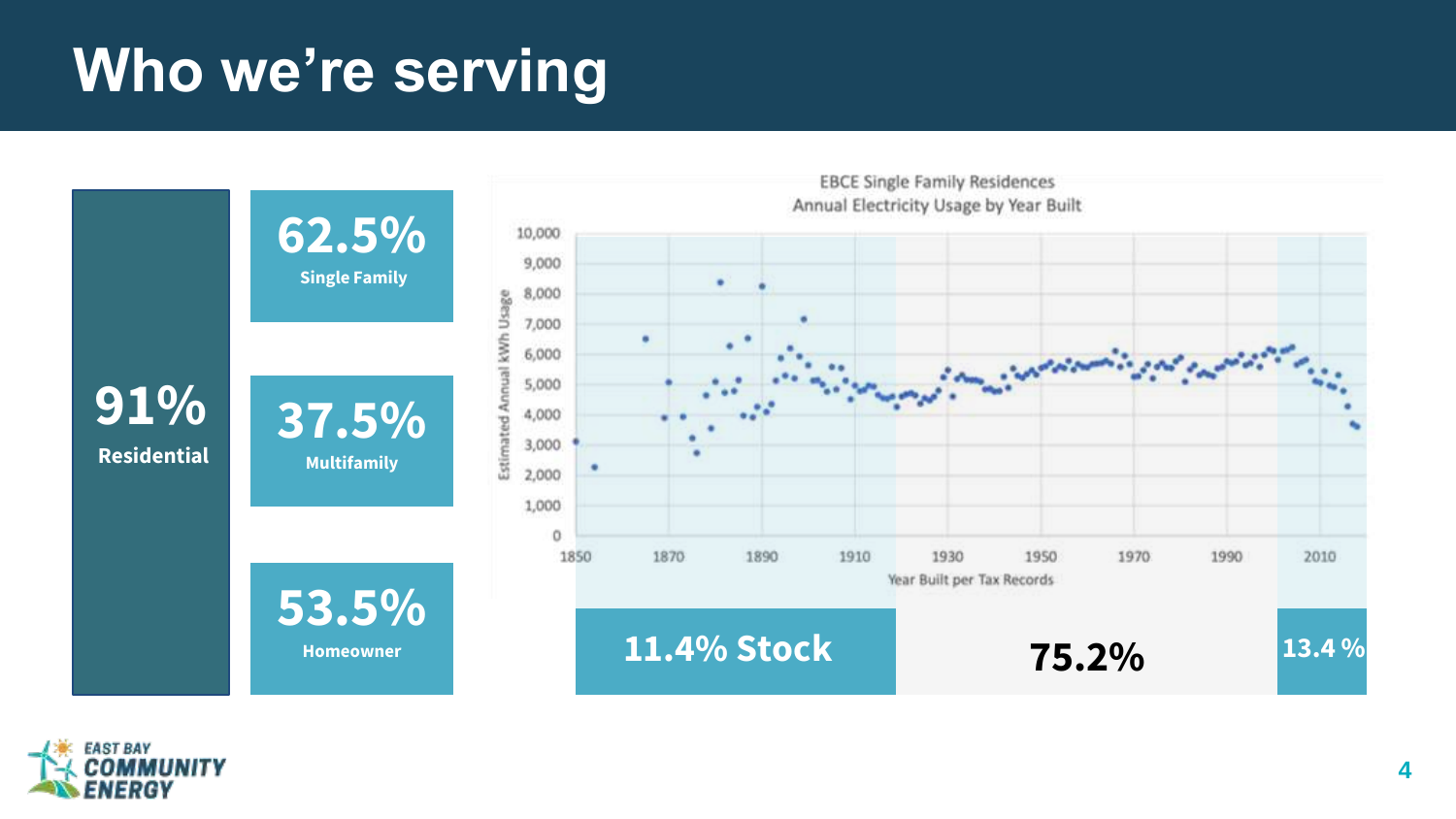# Who we're serving

**91%**
**Residential**

**62.5%**
**Single Family**

**37.5%**
**Multifamily**

**53.5%**
**Homeowner**

EBCE Single Family Residences
Annual Electricity Usage by Year Built

Estimated Annual kWh Usage

10,000
9,000
8,000
7,000
6,000
5,000
4,000
3,000
2,000
1,000
0

1850 1870 1890 1910 1930 1950 1970 1990 2010

Year Built per Tax Records

**11.4% Stock** | **75.2%** | **13.4 %**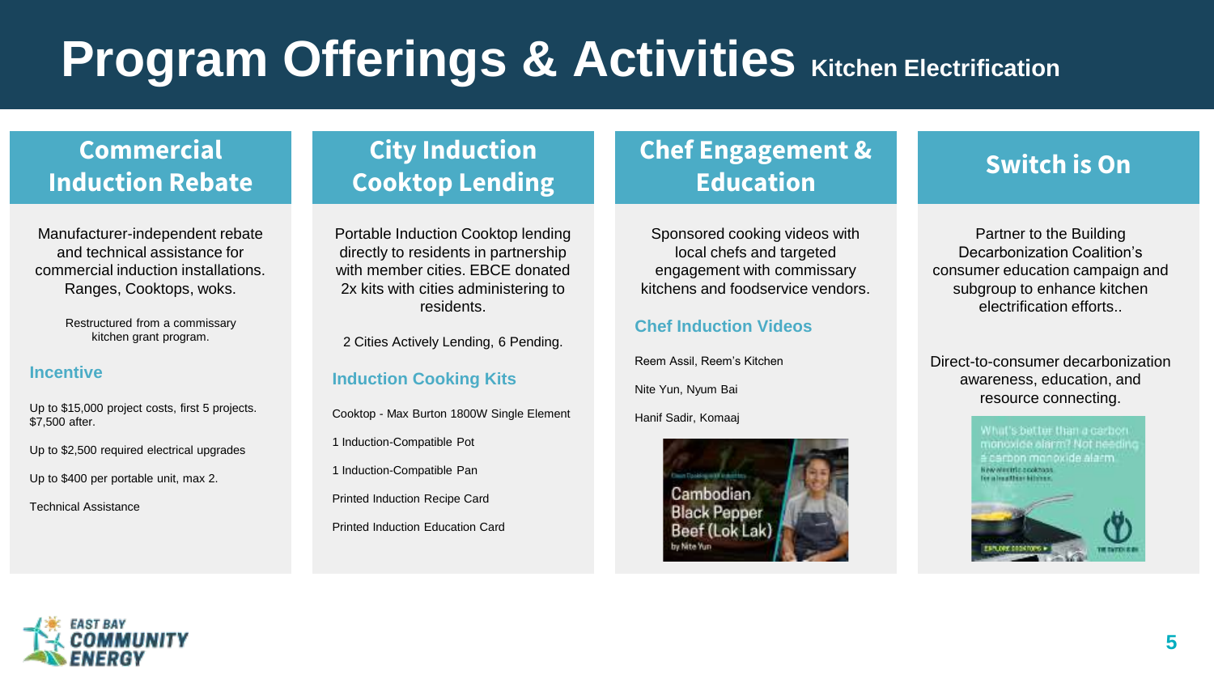# Program Offerings & Activities Kitchen Electrification

## Commercial Induction Rebate

Manufacturer-independent rebate and technical assistance for commercial induction installations. Ranges, Cooktops, woks.

Restructured from a commissary kitchen grant program.

### Incentive

Up to $15,000 project costs, first 5 projects. $7,500 after.

Up to $2,500 required electrical upgrades

Up to $400 per portable unit, max 2.

Technical Assistance

## City Induction Cooktop Lending

Portable Induction Cooktop lending directly to residents in partnership with member cities. EBCE donated 2x kits with cities administering to residents.

2 Cities Actively Lending, 6 Pending.

### Induction Cooking Kits

Cooktop - Max Burton 1800W Single Element

1 Induction-Compatible Pot

1 Induction-Compatible Pan

Printed Induction Recipe Card

Printed Induction Education Card

## Chef Engagement & Education

Sponsored cooking videos with local chefs and targeted engagement with commissary kitchens and foodservice vendors.

### Chef Induction Videos

Reem Assil, Reem's Kitchen

Nite Yun, Nyum Bai

Hanif Sadir, Komaaj

## Switch is On

Partner to the Building Decarbonization Coalition's consumer education campaign and subgroup to enhance kitchen electrification efforts..

Direct-to-consumer decarbonization awareness, education, and resource connecting.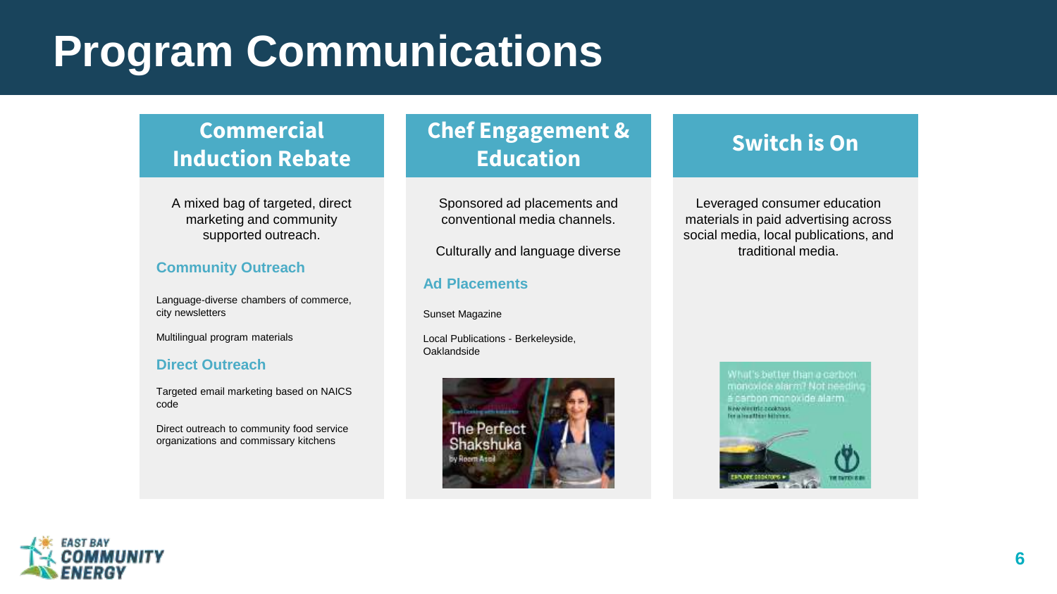# Program Communications

## Commercial Induction Rebate

A mixed bag of targeted, direct marketing and community supported outreach.

### Community Outreach

Language-diverse chambers of commerce, city newsletters

Multilingual program materials

### Direct Outreach

Targeted email marketing based on NAICS code

Direct outreach to community food service organizations and commissary kitchens

## Chef Engagement & Education

Sponsored ad placements and conventional media channels.

Culturally and language diverse

### Ad Placements

Sunset Magazine

Local Publications - Berkeleyside, Oaklandside

## Switch is On

Leveraged consumer education materials in paid advertising across social media, local publications, and traditional media.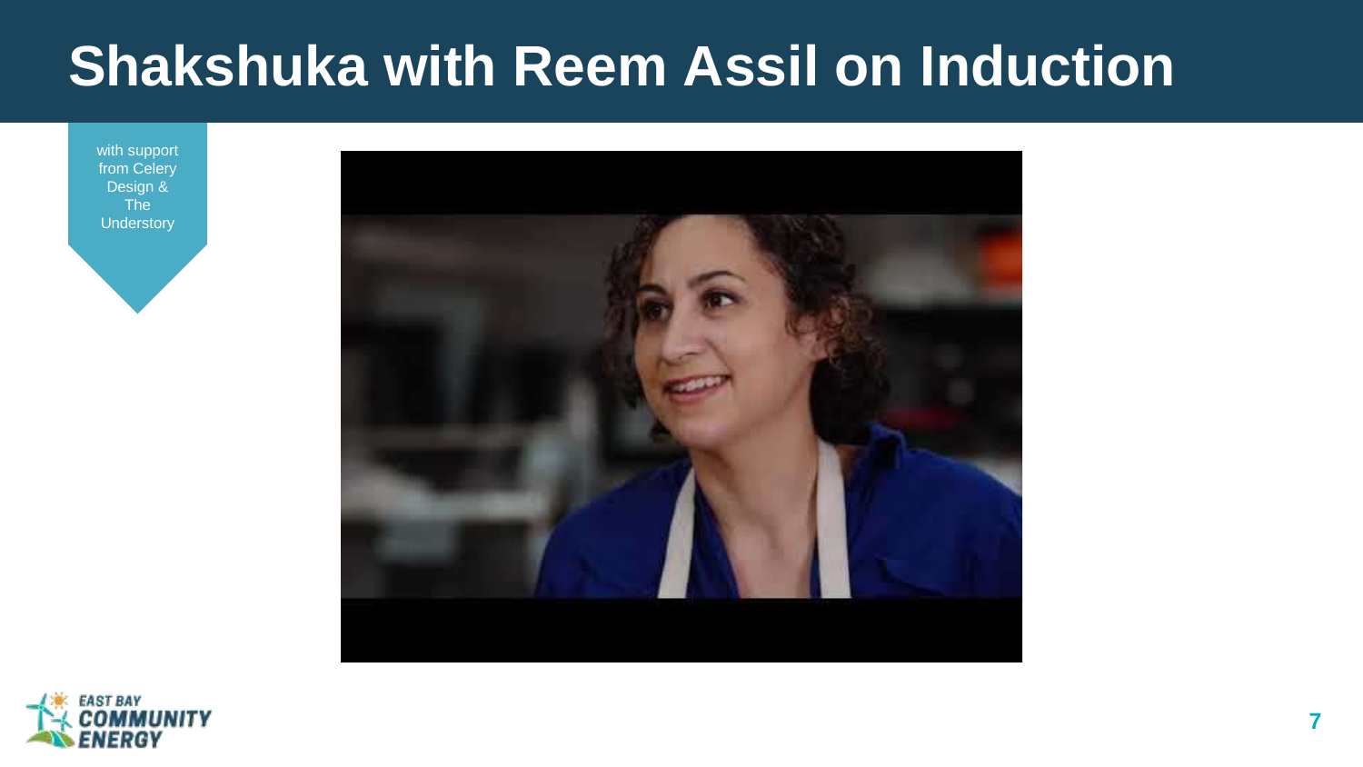# Shakshuka with Reem Assil on Induction

with support from Celery Design & The Understory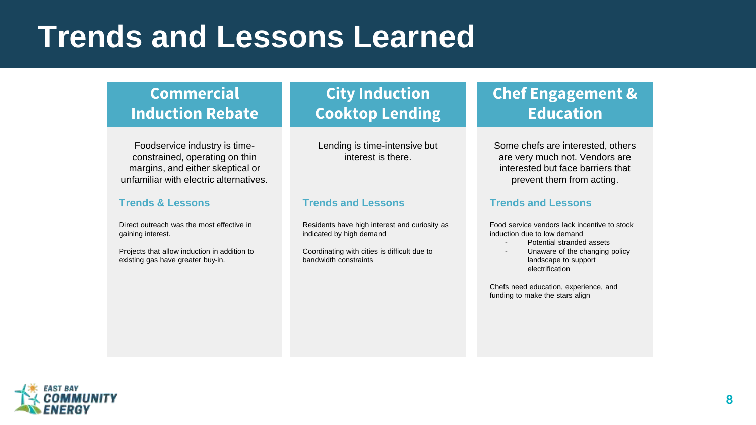# Trends and Lessons Learned

## Commercial Induction Rebate

Foodservice industry is time-constrained, operating on thin margins, and either skeptical or unfamiliar with electric alternatives.

### Trends & Lessons

Direct outreach was the most effective in gaining interest.

Projects that allow induction in addition to existing gas have greater buy-in.

## City Induction Cooktop Lending

Lending is time-intensive but interest is there.

### Trends and Lessons

Residents have high interest and curiosity as indicated by high demand

Coordinating with cities is difficult due to bandwidth constraints

## Chef Engagement & Education

Some chefs are interested, others are very much not. Vendors are interested but face barriers that prevent them from acting.

### Trends and Lessons

Food service vendors lack incentive to stock induction due to low demand

- Potential stranded assets
- Unaware of the changing policy landscape to support electrification

Chefs need education, experience, and funding to make the stars align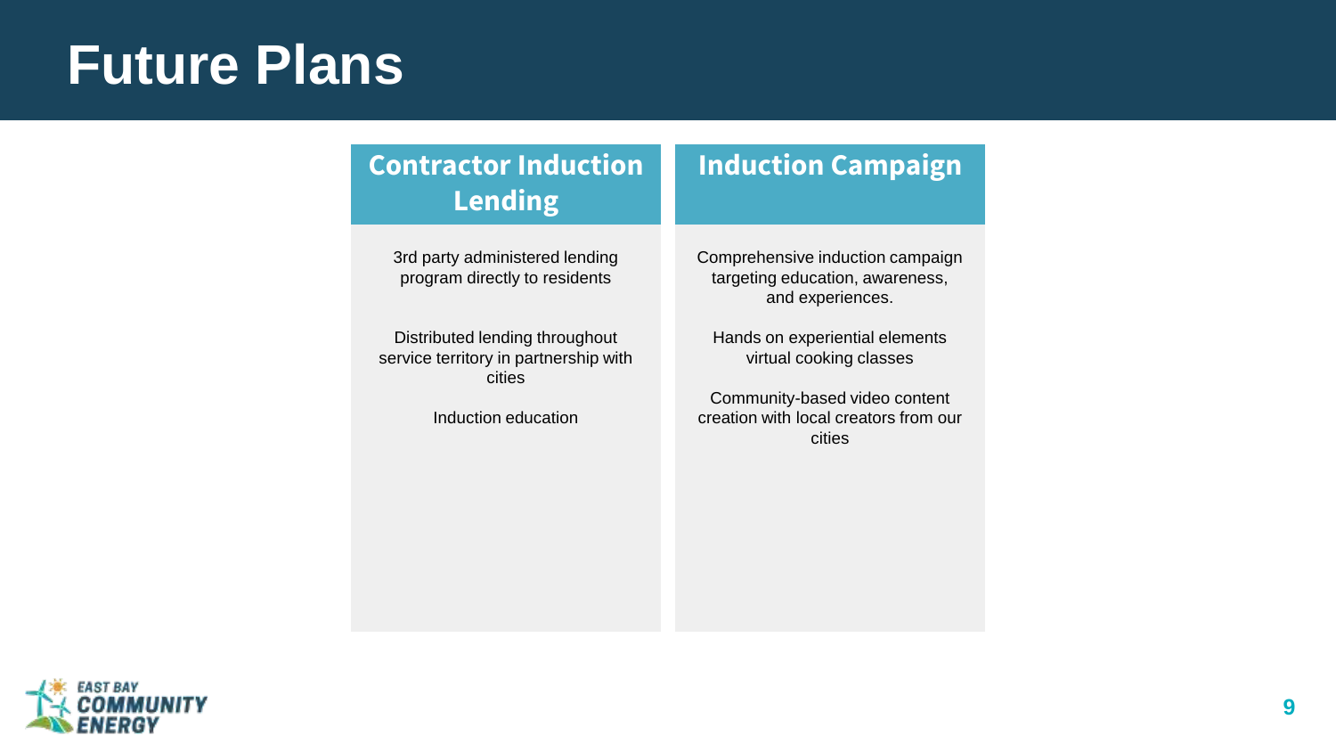# Future Plans

## Contractor Induction Lending

3rd party administered lending program directly to residents

Distributed lending throughout service territory in partnership with cities

Induction education

## Induction Campaign

Comprehensive induction campaign targeting education, awareness, and experiences.

Hands on experiential elements virtual cooking classes

Community-based video content creation with local creators from our cities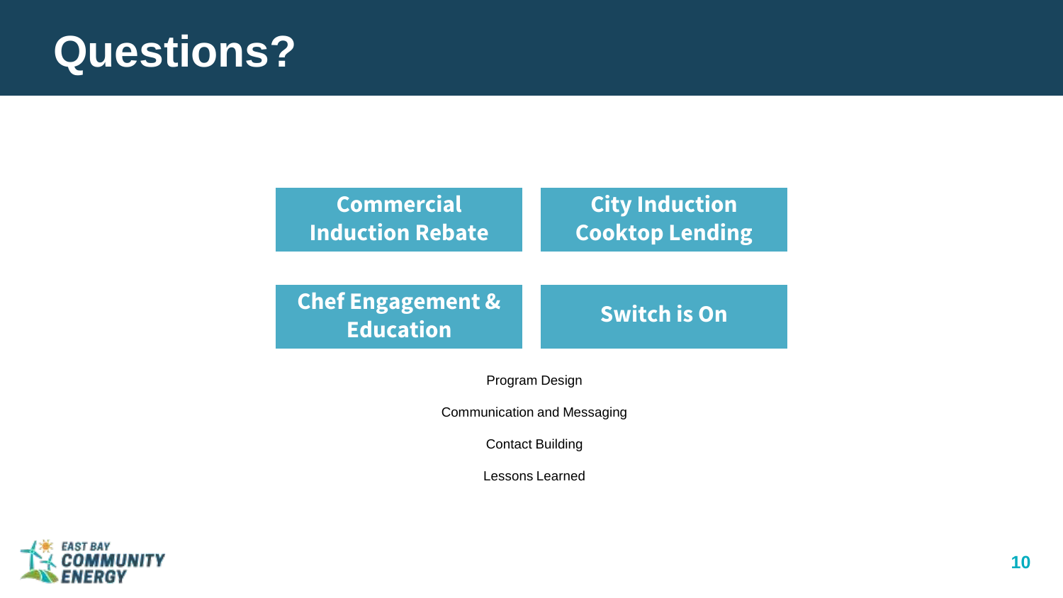# Questions?

**Commercial Induction Rebate**

**City Induction Cooktop Lending**

**Chef Engagement & Education**

**Switch is On**

Program Design

Communication and Messaging

Contact Building

Lessons Learned